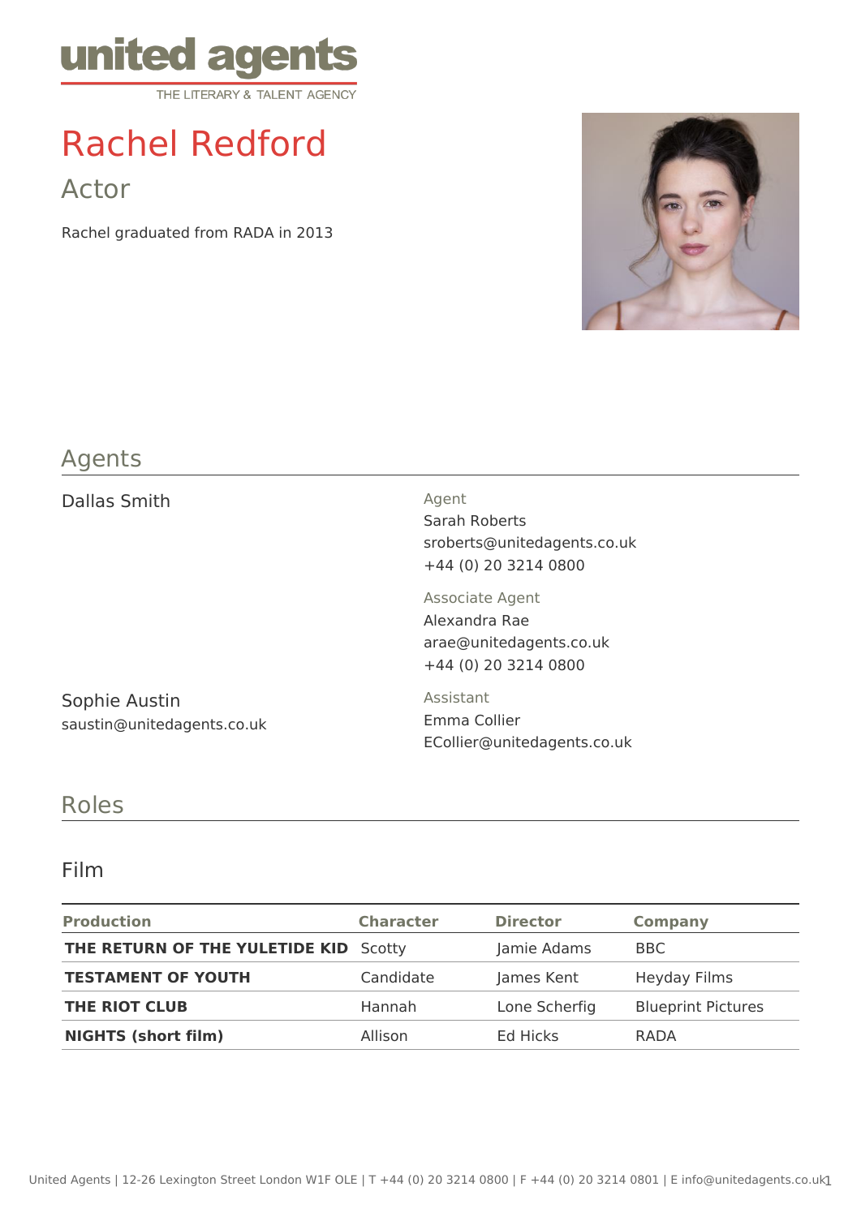united agents

THE LITERARY & TALENT AGENCY

# Rachel Redford

## Actor

Rachel graduated from RADA in 2013

## Agents

Dallas Smith

Agent
Sarah Roberts
sroberts@unitedagents.co.uk
+44 (0) 20 3214 0800

Associate Agent
Alexandra Rae
arae@unitedagents.co.uk
+44 (0) 20 3214 0800

Sophie Austin
saustin@unitedagents.co.uk

Assistant
Emma Collier
ECollier@unitedagents.co.uk

## Roles

### Film

| Production | Character | Director | Company |
|---|---|---|---|
| **THE RETURN OF THE YULETIDE KID** | Scotty | Jamie Adams | BBC |
| **TESTAMENT OF YOUTH** | Candidate | James Kent | Heyday Films |
| **THE RIOT CLUB** | Hannah | Lone Scherfig | Blueprint Pictures |
| **NIGHTS (short film)** | Allison | Ed Hicks | RADA |

United Agents | 12-26 Lexington Street London W1F OLE | T +44 (0) 20 3214 0800 | F +44 (0) 20 3214 0801 | E info@unitedagents.co.uk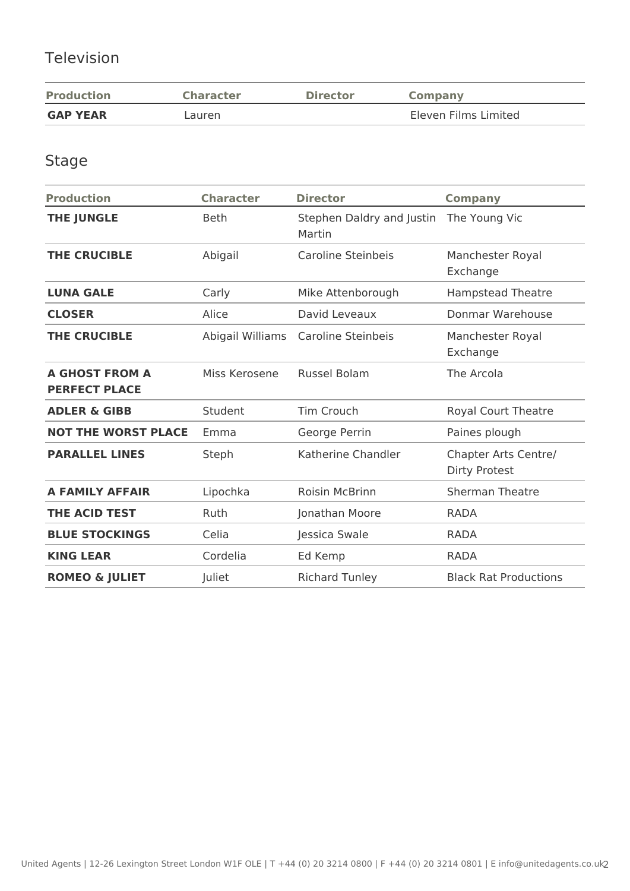## Television

| Production | Character | Director | Company |
|---|---|---|---|
| **GAP YEAR** | Lauren | | Eleven Films Limited |

## Stage

| Production | Character | Director | Company |
|---|---|---|---|
| **THE JUNGLE** | Beth | Stephen Daldry and Justin Martin | The Young Vic |
| **THE CRUCIBLE** | Abigail | Caroline Steinbeis | Manchester Royal Exchange |
| **LUNA GALE** | Carly | Mike Attenborough | Hampstead Theatre |
| **CLOSER** | Alice | David Leveaux | Donmar Warehouse |
| **THE CRUCIBLE** | Abigail Williams | Caroline Steinbeis | Manchester Royal Exchange |
| **A GHOST FROM A PERFECT PLACE** | Miss Kerosene | Russel Bolam | The Arcola |
| **ADLER & GIBB** | Student | Tim Crouch | Royal Court Theatre |
| **NOT THE WORST PLACE** | Emma | George Perrin | Paines plough |
| **PARALLEL LINES** | Steph | Katherine Chandler | Chapter Arts Centre/ Dirty Protest |
| **A FAMILY AFFAIR** | Lipochka | Roisin McBrinn | Sherman Theatre |
| **THE ACID TEST** | Ruth | Jonathan Moore | RADA |
| **BLUE STOCKINGS** | Celia | Jessica Swale | RADA |
| **KING LEAR** | Cordelia | Ed Kemp | RADA |
| **ROMEO & JULIET** | Juliet | Richard Tunley | Black Rat Productions |